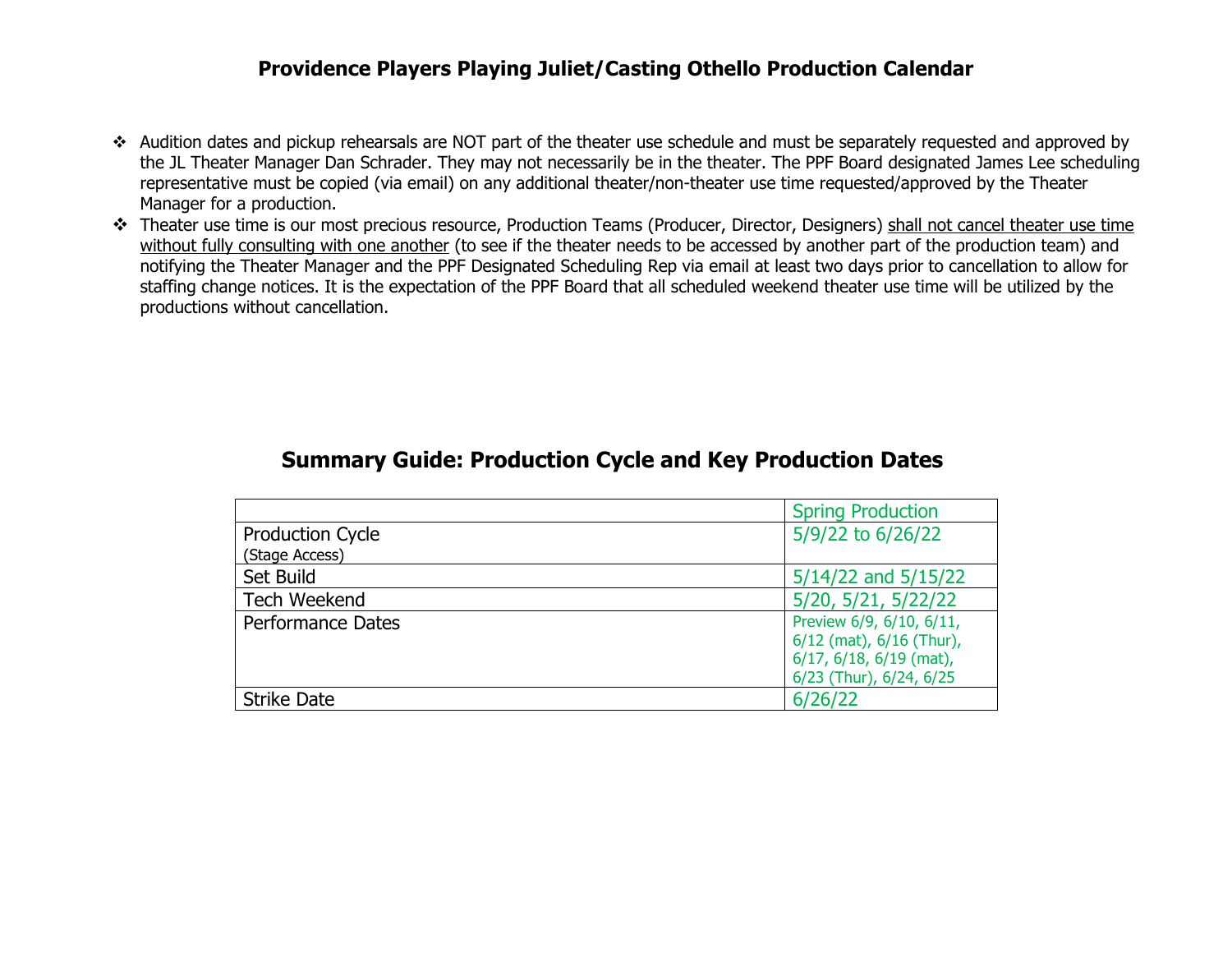## Providence Players Playing Juliet/Casting Othello Production Calendar

- Audition dates and pickup rehearsals are NOT part of the theater use schedule and must be separately requested and approved by the JL Theater Manager Dan Schrader. They may not necessarily be in the theater. The PPF Board designated James Lee scheduling representative must be copied (via email) on any additional theater/non-theater use time requested/approved by the Theater Manager for a production.
- Theater use time is our most precious resource, Production Teams (Producer, Director, Designers) shall not cancel theater use time without fully consulting with one another (to see if the theater needs to be accessed by another part of the production team) and notifying the Theater Manager and the PPF Designated Scheduling Rep via email at least two days prior to cancellation to allow for staffing change notices. It is the expectation of the PPF Board that all scheduled weekend theater use time will be utilized by the productions without cancellation.

## Summary Guide: Production Cycle and Key Production Dates

| | Spring Production |
|---|---|
| Production Cycle (Stage Access) | 5/9/22 to 6/26/22 |
| Set Build | 5/14/22 and 5/15/22 |
| Tech Weekend | 5/20, 5/21, 5/22/22 |
| Performance Dates | Preview 6/9, 6/10, 6/11, 6/12 (mat), 6/16 (Thur), 6/17, 6/18, 6/19 (mat), 6/23 (Thur), 6/24, 6/25 |
| Strike Date | 6/26/22 |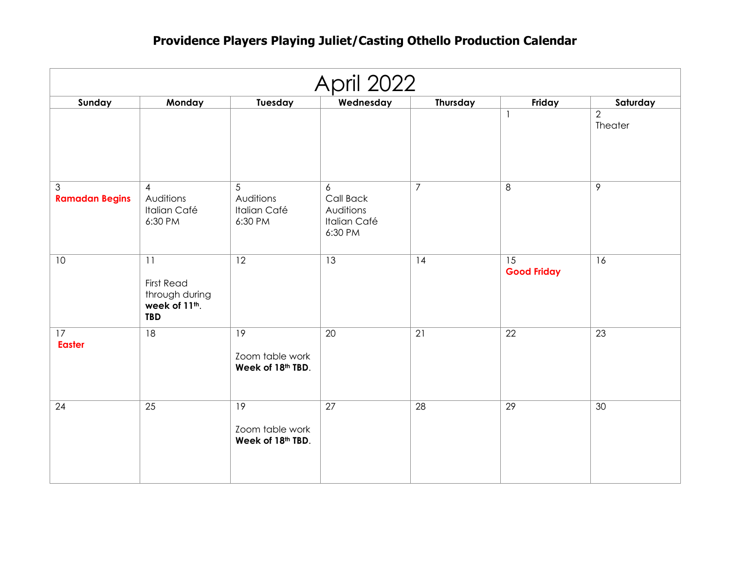# Providence Players Playing Juliet/Casting Othello Production Calendar

| April 2022 | | | | | | |
|---|---|---|---|---|---|---|
| **Sunday** | **Monday** | **Tuesday** | **Wednesday** | **Thursday** | **Friday** | **Saturday** |
| | | | | | 1 | 2<br>Theater |
| 3<br>**Ramadan Begins** | 4<br>Auditions<br>Italian Café<br>6:30 PM | 5<br>Auditions<br>Italian Café<br>6:30 PM | 6<br>Call Back Auditions<br>Italian Café<br>6:30 PM | 7 | 8 | 9 |
| 10 | 11<br>First Read through during **week of 11th. TBD** | 12 | 13 | 14 | 15<br>**Good Friday** | 16 |
| 17<br>**Easter** | 18 | 19<br>Zoom table work **Week of 18th TBD**. | 20 | 21 | 22 | 23 |
| 24 | 25 | 19<br>Zoom table work **Week of 18th TBD**. | 27 | 28 | 29 | 30 |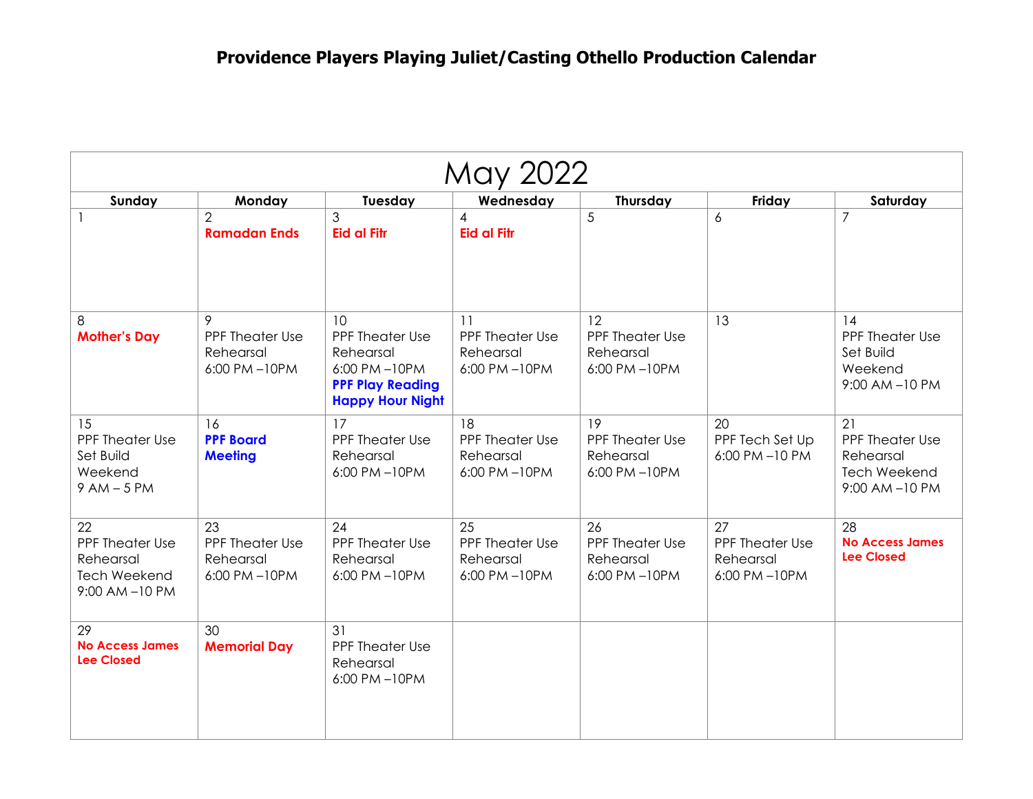# Providence Players Playing Juliet/Casting Othello Production Calendar

## May 2022

| Sunday | Monday | Tuesday | Wednesday | Thursday | Friday | Saturday |
|---|---|---|---|---|---|---|
| 1 | 2 **Ramadan Ends** | 3 **Eid al Fitr** | 4 **Eid al Fitr** | 5 | 6 | 7 |
| 8 **Mother's Day** | 9 PPF Theater Use Rehearsal 6:00 PM –10PM | 10 PPF Theater Use Rehearsal 6:00 PM –10PM **PPF Play Reading Happy Hour Night** | 11 PPF Theater Use Rehearsal 6:00 PM –10PM | 12 PPF Theater Use Rehearsal 6:00 PM –10PM | 13 | 14 PPF Theater Use Set Build Weekend 9:00 AM –10 PM |
| 15 PPF Theater Use Set Build Weekend 9 AM – 5 PM | 16 **PPF Board Meeting** | 17 PPF Theater Use Rehearsal 6:00 PM –10PM | 18 PPF Theater Use Rehearsal 6:00 PM –10PM | 19 PPF Theater Use Rehearsal 6:00 PM –10PM | 20 PPF Tech Set Up 6:00 PM –10 PM | 21 PPF Theater Use Rehearsal Tech Weekend 9:00 AM –10 PM |
| 22 PPF Theater Use Rehearsal Tech Weekend 9:00 AM –10 PM | 23 PPF Theater Use Rehearsal 6:00 PM –10PM | 24 PPF Theater Use Rehearsal 6:00 PM –10PM | 25 PPF Theater Use Rehearsal 6:00 PM –10PM | 26 PPF Theater Use Rehearsal 6:00 PM –10PM | 27 PPF Theater Use Rehearsal 6:00 PM –10PM | 28 **No Access James Lee Closed** |
| 29 **No Access James Lee Closed** | 30 **Memorial Day** | 31 PPF Theater Use Rehearsal 6:00 PM –10PM | | | | |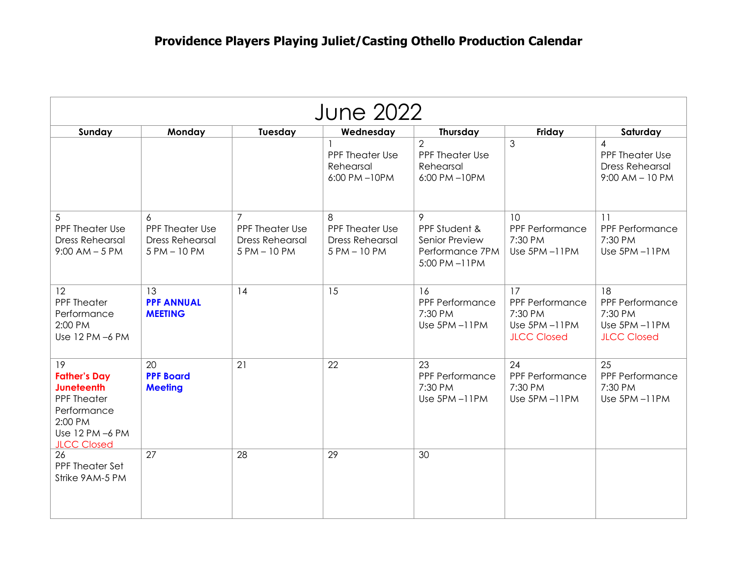# Providence Players Playing Juliet/Casting Othello Production Calendar

| June 2022 | | | | | | |
|---|---|---|---|---|---|---|
| **Sunday** | **Monday** | **Tuesday** | **Wednesday** | **Thursday** | **Friday** | **Saturday** |
| | | | 1<br>PPF Theater Use<br>Rehearsal<br>6:00 PM –10PM | 2<br>PPF Theater Use<br>Rehearsal<br>6:00 PM –10PM | 3 | 4<br>PPF Theater Use<br>Dress Rehearsal<br>9:00 AM – 10 PM |
| 5<br>PPF Theater Use<br>Dress Rehearsal<br>9:00 AM – 5 PM | 6<br>PPF Theater Use<br>Dress Rehearsal<br>5 PM – 10 PM | 7<br>PPF Theater Use<br>Dress Rehearsal<br>5 PM – 10 PM | 8<br>PPF Theater Use<br>Dress Rehearsal<br>5 PM – 10 PM | 9<br>PPF Student &<br>Senior Preview<br>Performance 7PM<br>5:00 PM –11PM | 10<br>PPF Performance<br>7:30 PM<br>Use 5PM –11PM | 11<br>PPF Performance<br>7:30 PM<br>Use 5PM –11PM |
| 12<br>PPF Theater<br>Performance<br>2:00 PM<br>Use 12 PM –6 PM | 13<br>**PPF ANNUAL MEETING** | 14 | 15 | 16<br>PPF Performance<br>7:30 PM<br>Use 5PM –11PM | 17<br>PPF Performance<br>7:30 PM<br>Use 5PM –11PM<br>JLCC Closed | 18<br>PPF Performance<br>7:30 PM<br>Use 5PM –11PM<br>JLCC Closed |
| 19<br>**Father's Day**<br>**Juneteenth**<br>PPF Theater<br>Performance<br>2:00 PM<br>Use 12 PM –6 PM<br>JLCC Closed | 20<br>**PPF Board Meeting** | 21 | 22 | 23<br>PPF Performance<br>7:30 PM<br>Use 5PM –11PM | 24<br>PPF Performance<br>7:30 PM<br>Use 5PM –11PM | 25<br>PPF Performance<br>7:30 PM<br>Use 5PM –11PM |
| 26<br>PPF Theater Set<br>Strike 9AM-5 PM | 27 | 28 | 29 | 30 | | |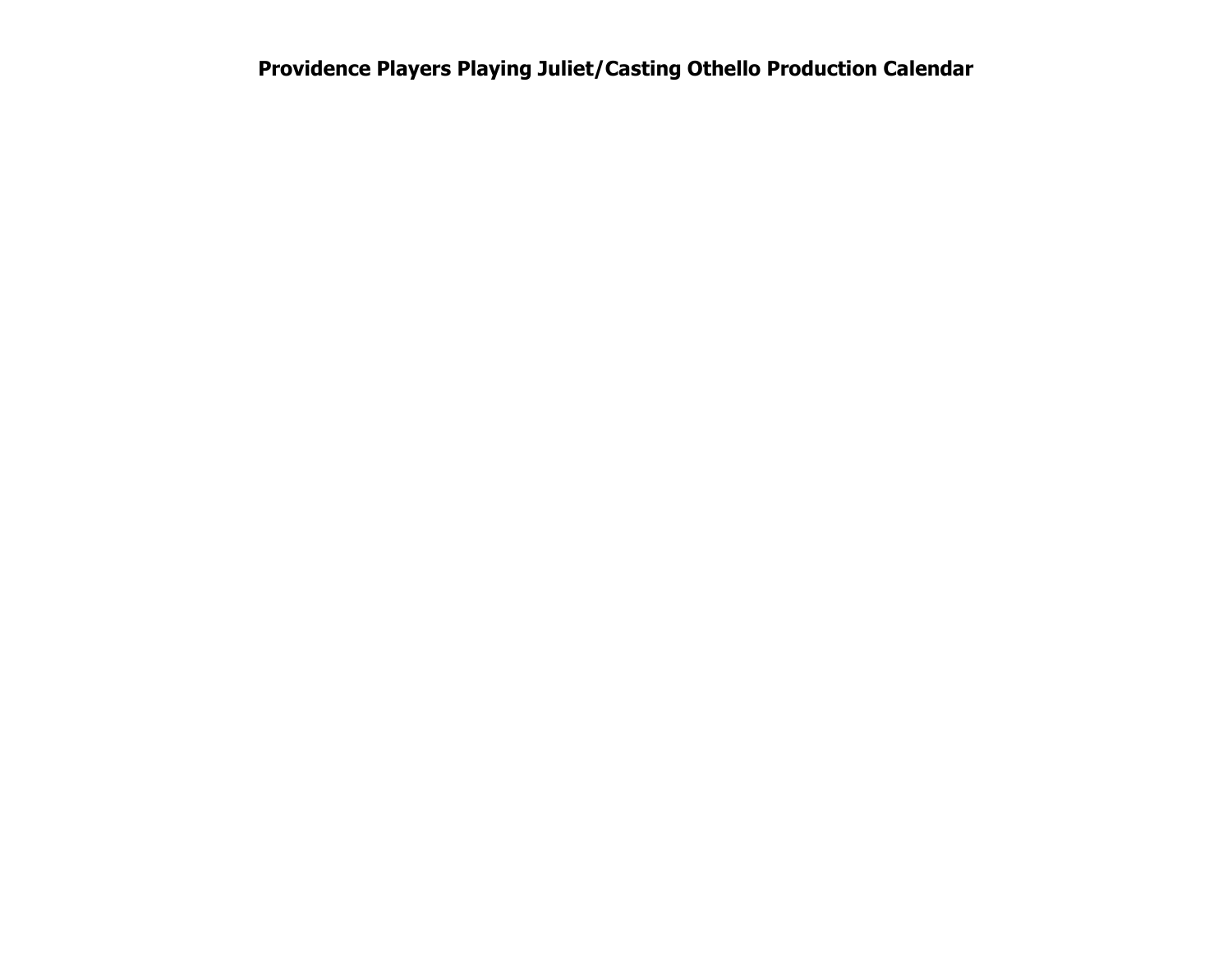# Providence Players Playing Juliet/Casting Othello Production Calendar